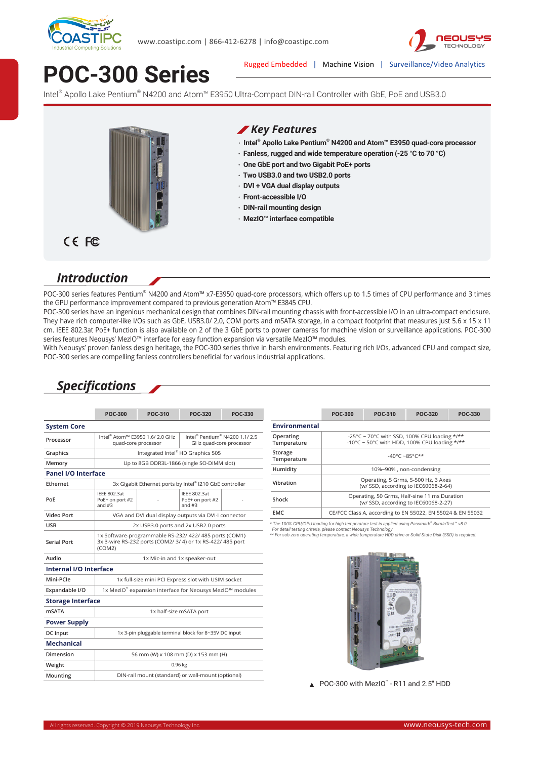www.coastipc.com | 866-412-6278 | info@coastipc.com

Rugged Embedded | Machine Vision | Surveillance/Video Analytics

# POC-300 Series

Intel® Apollo Lake Pentium® N4200 and Atom™ E3950 Ultra-Compact DIN-rail Controller with GbE, PoE and USB3.0

## Key Features

- Intel® Apollo Lake Pentium® N4200 and Atom™ E3950 quad-core processor
- Fanless, rugged and wide temperature operation (-25 °C to 70 °C)
- One GbE port and two Gigabit PoE+ ports
- Two USB3.0 and two USB2.0 ports
- DVI + VGA dual display outputs
- Front-accessible I/O
- DIN-rail mounting design
- MezIO™ interface compatible

## Introduction

POC-300 series features Pentium® N4200 and Atom™ x7-E3950 quad-core processors, which offers up to 1.5 times of CPU performance and 3 times the GPU performance improvement compared to previous generation Atom™ E3845 CPU.
POC-300 series have an ingenious mechanical design that combines DIN-rail mounting chassis with front-accessible I/O in an ultra-compact enclosure. They have rich computer-like I/Os such as GbE, USB3.0/ 2,0, COM ports and mSATA storage, in a compact footprint that measures just 5.6 x 15 x 11 cm. IEEE 802.3at PoE+ function is also available on 2 of the 3 GbE ports to power cameras for machine vision or surveillance applications. POC-300 series features Neousys' MezIO™ interface for easy function expansion via versatile MezIO™ modules.
With Neousys' proven fanless design heritage, the POC-300 series thrive in harsh environments. Featuring rich I/Os, advanced CPU and compact size, POC-300 series are compelling fanless controllers beneficial for various industrial applications.

## Specifications

| | POC-300 | POC-310 | POC-320 | POC-330 |
|---|---|---|---|---|
| **System Core** | | | | |
| Processor | Intel® Atom™ E3950 1.6/ 2.0 GHz quad-core processor | | Intel® Pentium® N4200 1.1/ 2.5 GHz quad-core processor | |
| Graphics | Integrated Intel® HD Graphics 505 | | | |
| Memory | Up to 8GB DDR3L-1866 (single SO-DIMM slot) | | | |
| **Panel I/O Interface** | | | | |
| Ethernet | 3x Gigabit Ethernet ports by Intel® I210 GbE controller | | | |
| PoE | IEEE 802.3at PoE+ on port #2 and #3 | - | IEEE 802.3at PoE+ on port #2 and #3 | - |
| Video Port | VGA and DVI dual display outputs via DVI-I connector | | | |
| USB | 2x USB3.0 ports and 2x USB2.0 ports | | | |
| Serial Port | 1x Software-programmable RS-232/ 422/ 485 ports (COM1) 3x 3-wire RS-232 ports (COM2/ 3/ 4) or 1x RS-422/ 485 port (COM2) | | | |
| Audio | 1x Mic-in and 1x speaker-out | | | |
| **Internal I/O Interface** | | | | |
| Mini-PCIe | 1x full-size mini PCI Express slot with USIM socket | | | |
| Expandable I/O | 1x MezIO™ expansion interface for Neousys MezIO™ modules | | | |
| **Storage Interface** | | | | |
| mSATA | 1x half-size mSATA port | | | |
| **Power Supply** | | | | |
| DC Input | 1x 3-pin pluggable terminal block for 8~35V DC input | | | |
| **Mechanical** | | | | |
| Dimension | 56 mm (W) x 108 mm (D) x 153 mm (H) | | | |
| Weight | 0.96 kg | | | |
| Mounting | DIN-rail mount (standard) or wall-mount (optional) | | | |

| | POC-300 | POC-310 | POC-320 | POC-330 |
|---|---|---|---|---|
| **Environmental** | | | | |
| Operating Temperature | -25°C ~ 70°C with SSD, 100% CPU loading */** -10°C ~ 50°C with HDD, 100% CPU loading */** | | | |
| Storage Temperature | -40°C ~85°C** | | | |
| Humidity | 10%~90% , non-condensing | | | |
| Vibration | Operating, 5 Grms, 5-500 Hz, 3 Axes (w/ SSD, according to IEC60068-2-64) | | | |
| Shock | Operating, 50 Grms, Half-sine 11 ms Duration (w/ SSD, according to IEC60068-2-27) | | | |
| EMC | CE/FCC Class A, according to EN 55022, EN 55024 & EN 55032 | | | |

*\* The 100% CPU/GPU loading for high temperature test is applied using Passmark® BurnInTest™ v8.0. For detail testing criteria, please contact Neousys Technology*
*\*\* For sub-zero operating temperature, a wide temperature HDD drive or Solid State Disk (SSD) is required.*

▲ POC-300 with MezIO™ - R11 and 2.5" HDD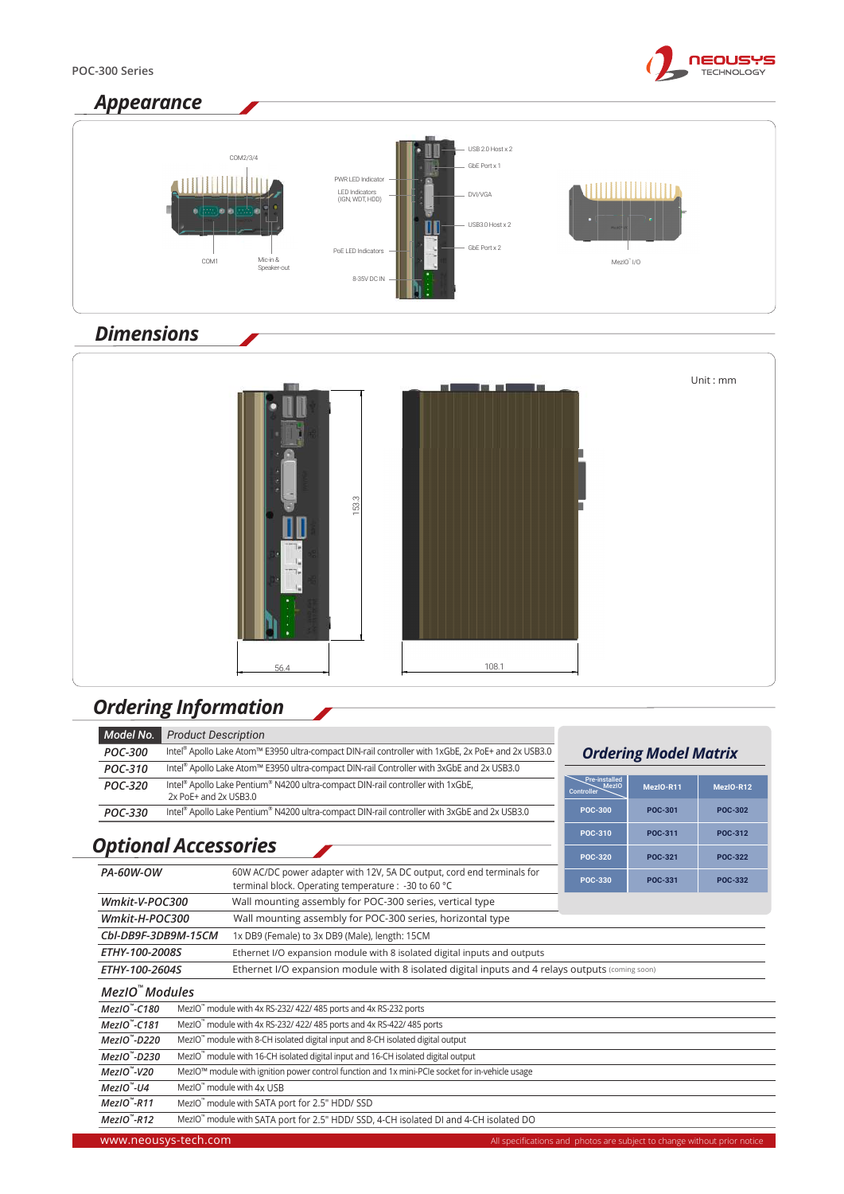## Appearance

COM2/3/4

COM1

Mic-in & Speaker-out

PWR LED Indicator

LED Indicators (IGN, WDT, HDD)

PoE LED Indicators

8-35V DC IN

USB 2.0 Host x 2

GbE Port x 1

DVI/VGA

USB3.0 Host x 2

GbE Port x 2

MezIO™ I/O

## Dimensions

Unit : mm

153.3

56.4

108.1

## Ordering Information

| Model No. | Product Description |
|---|---|
| POC-300 | Intel® Apollo Lake Atom™ E3950 ultra-compact DIN-rail controller with 1xGbE, 2x PoE+ and 2x USB3.0 |
| POC-310 | Intel® Apollo Lake Atom™ E3950 ultra-compact DIN-rail Controller with 3xGbE and 2x USB3.0 |
| POC-320 | Intel® Apollo Lake Pentium® N4200 ultra-compact DIN-rail controller with 1xGbE, 2x PoE+ and 2x USB3.0 |
| POC-330 | Intel® Apollo Lake Pentium® N4200 ultra-compact DIN-rail controller with 3xGbE and 2x USB3.0 |

### Ordering Model Matrix

| Controller / Pre-installed MezIO | MezIO-R11 | MezIO-R12 |
|---|---|---|
| POC-300 | POC-301 | POC-302 |
| POC-310 | POC-311 | POC-312 |
| POC-320 | POC-321 | POC-322 |
| POC-330 | POC-331 | POC-332 |

## Optional Accessories

| | |
|---|---|
| PA-60W-OW | 60W AC/DC power adapter with 12V, 5A DC output, cord end terminals for terminal block. Operating temperature : -30 to 60 °C |
| Wmkit-V-POC300 | Wall mounting assembly for POC-300 series, vertical type |
| Wmkit-H-POC300 | Wall mounting assembly for POC-300 series, horizontal type |
| Cbl-DB9F-3DB9M-15CM | 1x DB9 (Female) to 3x DB9 (Male), length: 15CM |
| ETHY-100-2008S | Ethernet I/O expansion module with 8 isolated digital inputs and outputs |
| ETHY-100-2604S | Ethernet I/O expansion module with 8 isolated digital inputs and 4 relays outputs (coming soon) |

### MezIO™ Modules

| | |
|---|---|
| MezIO™-C180 | MezIO™ module with 4x RS-232/ 422/ 485 ports and 4x RS-232 ports |
| MezIO™-C181 | MezIO™ module with 4x RS-232/ 422/ 485 ports and 4x RS-422/ 485 ports |
| MezIO™-D220 | MezIO™ module with 8-CH isolated digital input and 8-CH isolated digital output |
| MezIO™-D230 | MezIO™ module with 16-CH isolated digital input and 16-CH isolated digital output |
| MezIO™-V20 | MezIO™ module with ignition power control function and 1x mini-PCIe socket for in-vehicle usage |
| MezIO™-U4 | MezIO™ module with 4x USB |
| MezIO™-R11 | MezIO™ module with SATA port for 2.5" HDD/ SSD |
| MezIO™-R12 | MezIO™ module with SATA port for 2.5" HDD/ SSD, 4-CH isolated DI and 4-CH isolated DO |

www.neousys-tech.com

All specifications and photos are subject to change without prior notice